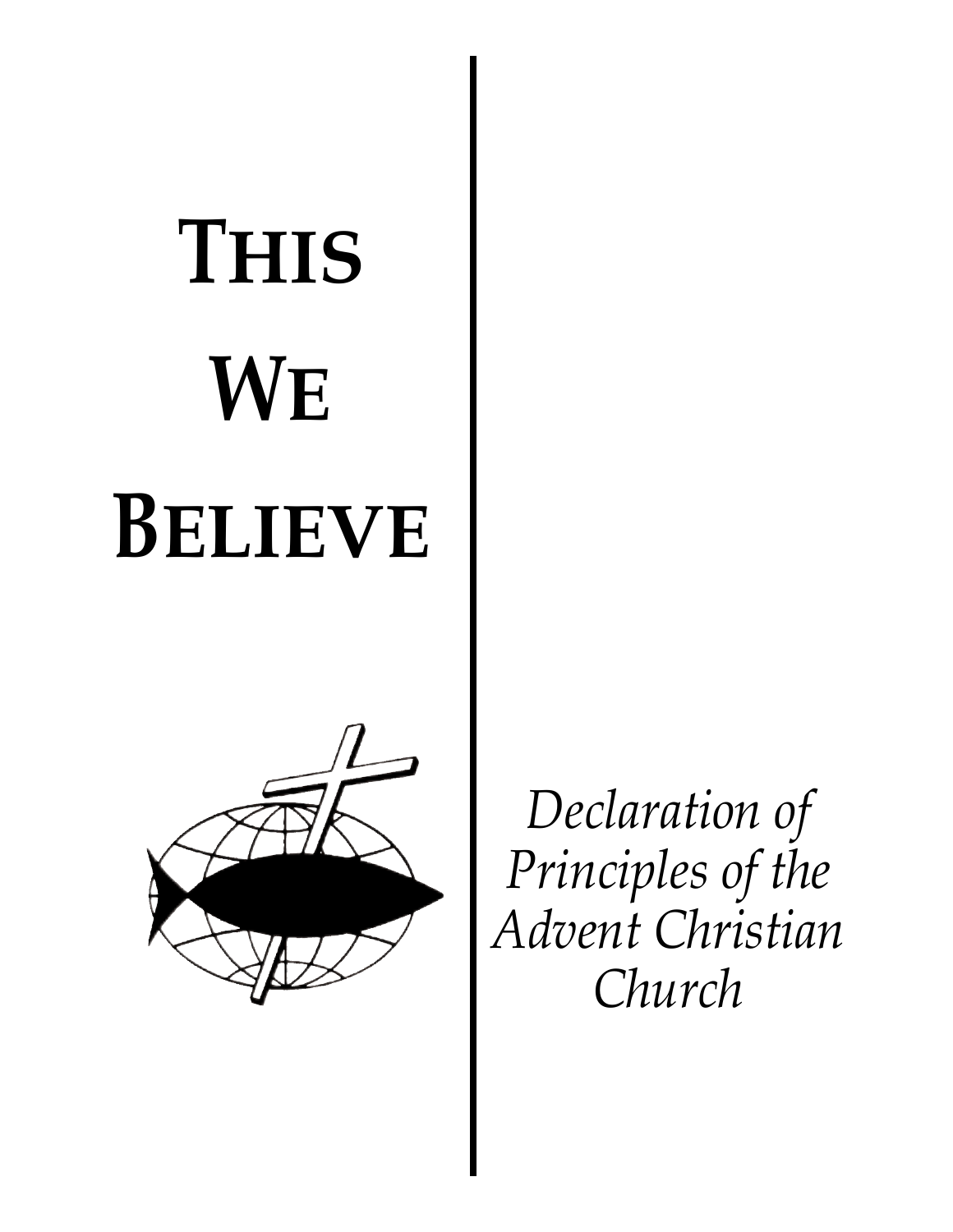# This We Believe

*Declaration of Principles of the Advent Christian Church*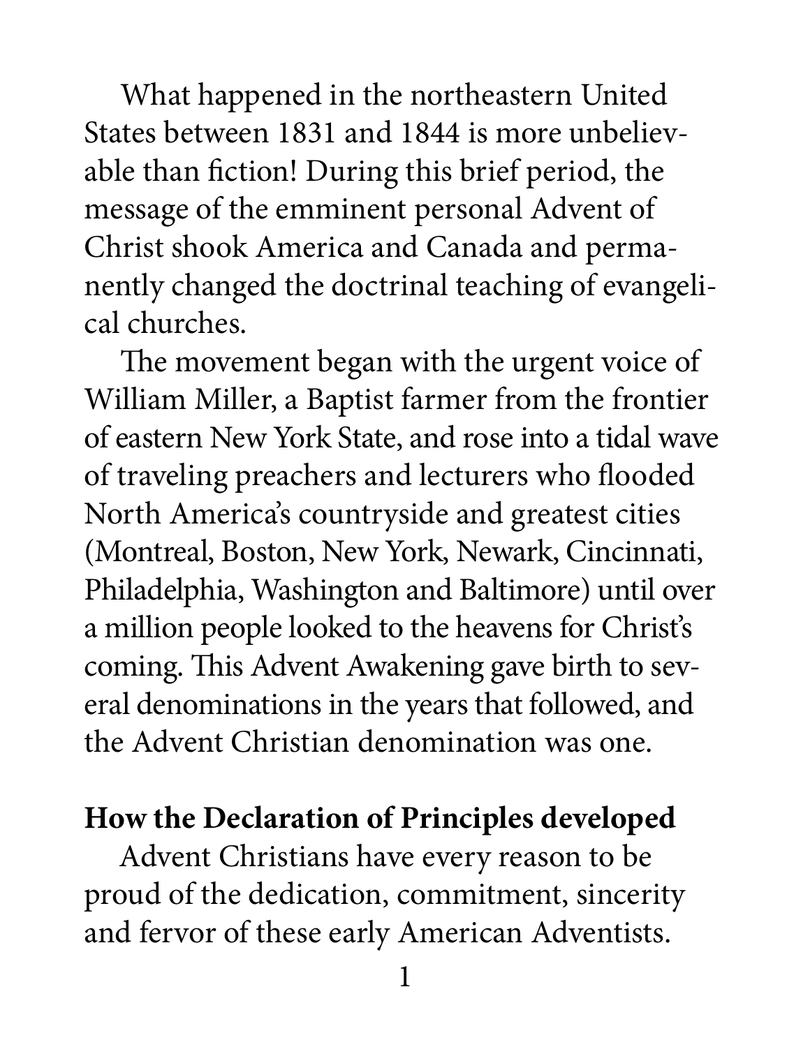What happened in the northeastern United States between 1831 and 1844 is more unbelievable than fiction! During this brief period, the message of the emminent personal Advent of Christ shook America and Canada and permanently changed the doctrinal teaching of evangelical churches.

The movement began with the urgent voice of William Miller, a Baptist farmer from the frontier of eastern New York State, and rose into a tidal wave of traveling preachers and lecturers who flooded North America's countryside and greatest cities (Montreal, Boston, New York, Newark, Cincinnati, Philadelphia, Washington and Baltimore) until over a million people looked to the heavens for Christ's coming. This Advent Awakening gave birth to several denominations in the years that followed, and the Advent Christian denomination was one.

**How the Declaration of Principles developed**

Advent Christians have every reason to be proud of the dedication, commitment, sincerity and fervor of these early American Adventists.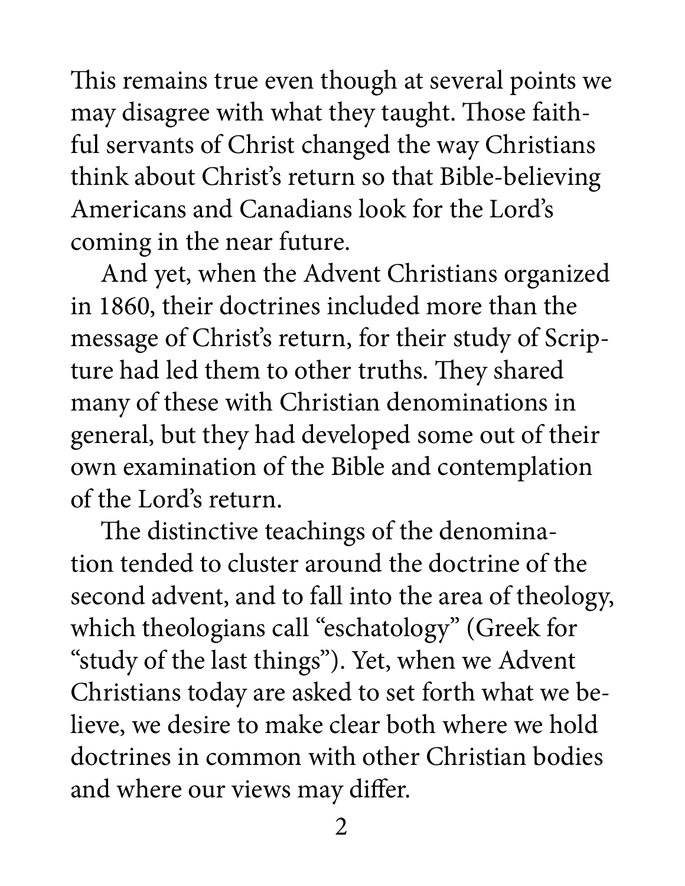This remains true even though at several points we may disagree with what they taught. Those faithful servants of Christ changed the way Christians think about Christ's return so that Bible-believing Americans and Canadians look for the Lord's coming in the near future.

And yet, when the Advent Christians organized in 1860, their doctrines included more than the message of Christ's return, for their study of Scripture had led them to other truths. They shared many of these with Christian denominations in general, but they had developed some out of their own examination of the Bible and contemplation of the Lord's return.

The distinctive teachings of the denomination tended to cluster around the doctrine of the second advent, and to fall into the area of theology, which theologians call "eschatology" (Greek for "study of the last things"). Yet, when we Advent Christians today are asked to set forth what we believe, we desire to make clear both where we hold doctrines in common with other Christian bodies and where our views may differ.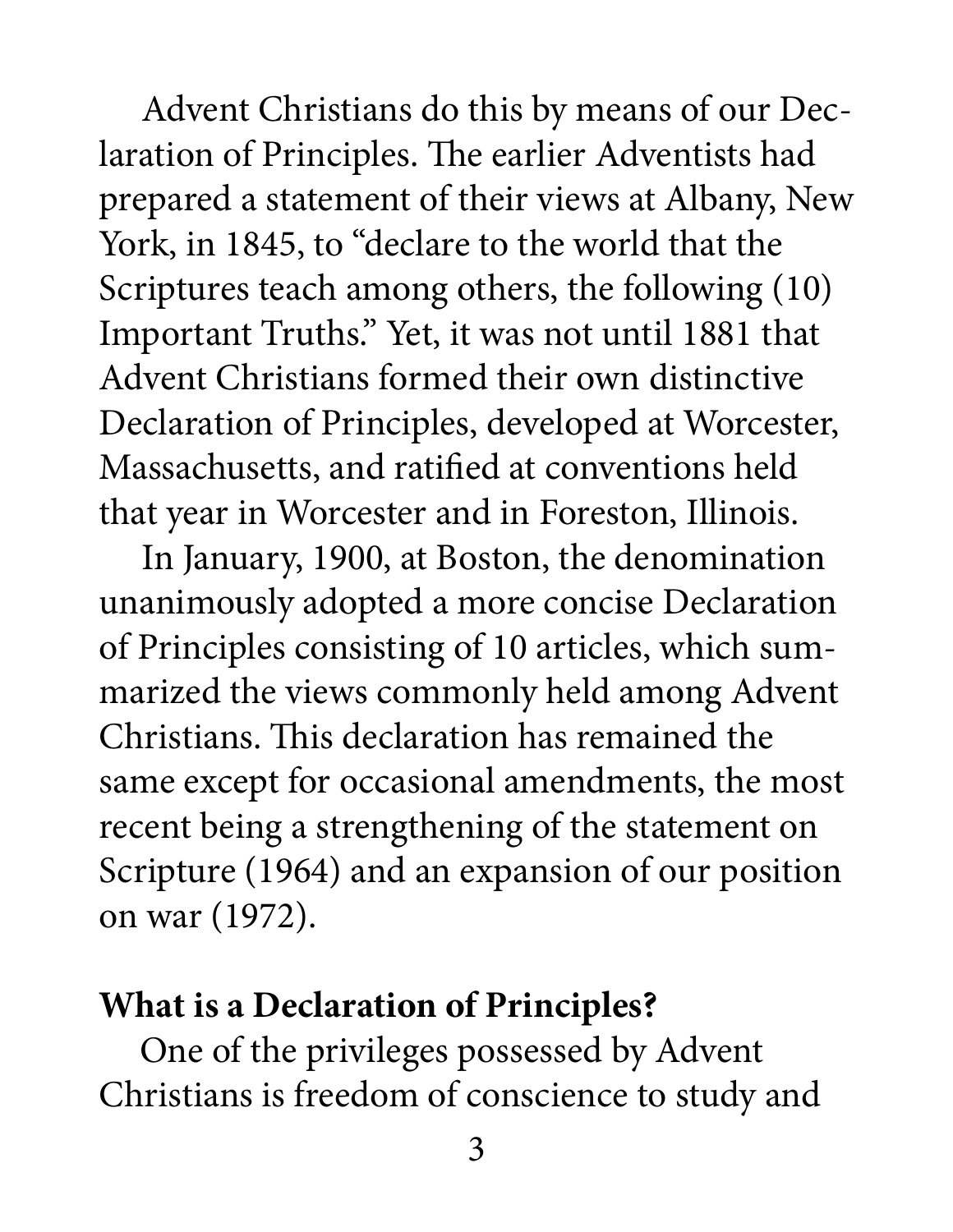Advent Christians do this by means of our Declaration of Principles. The earlier Adventists had prepared a statement of their views at Albany, New York, in 1845, to "declare to the world that the Scriptures teach among others, the following (10) Important Truths." Yet, it was not until 1881 that Advent Christians formed their own distinctive Declaration of Principles, developed at Worcester, Massachusetts, and ratified at conventions held that year in Worcester and in Foreston, Illinois.

In January, 1900, at Boston, the denomination unanimously adopted a more concise Declaration of Principles consisting of 10 articles, which summarized the views commonly held among Advent Christians. This declaration has remained the same except for occasional amendments, the most recent being a strengthening of the statement on Scripture (1964) and an expansion of our position on war (1972).

**What is a Declaration of Principles?**

One of the privileges possessed by Advent Christians is freedom of conscience to study and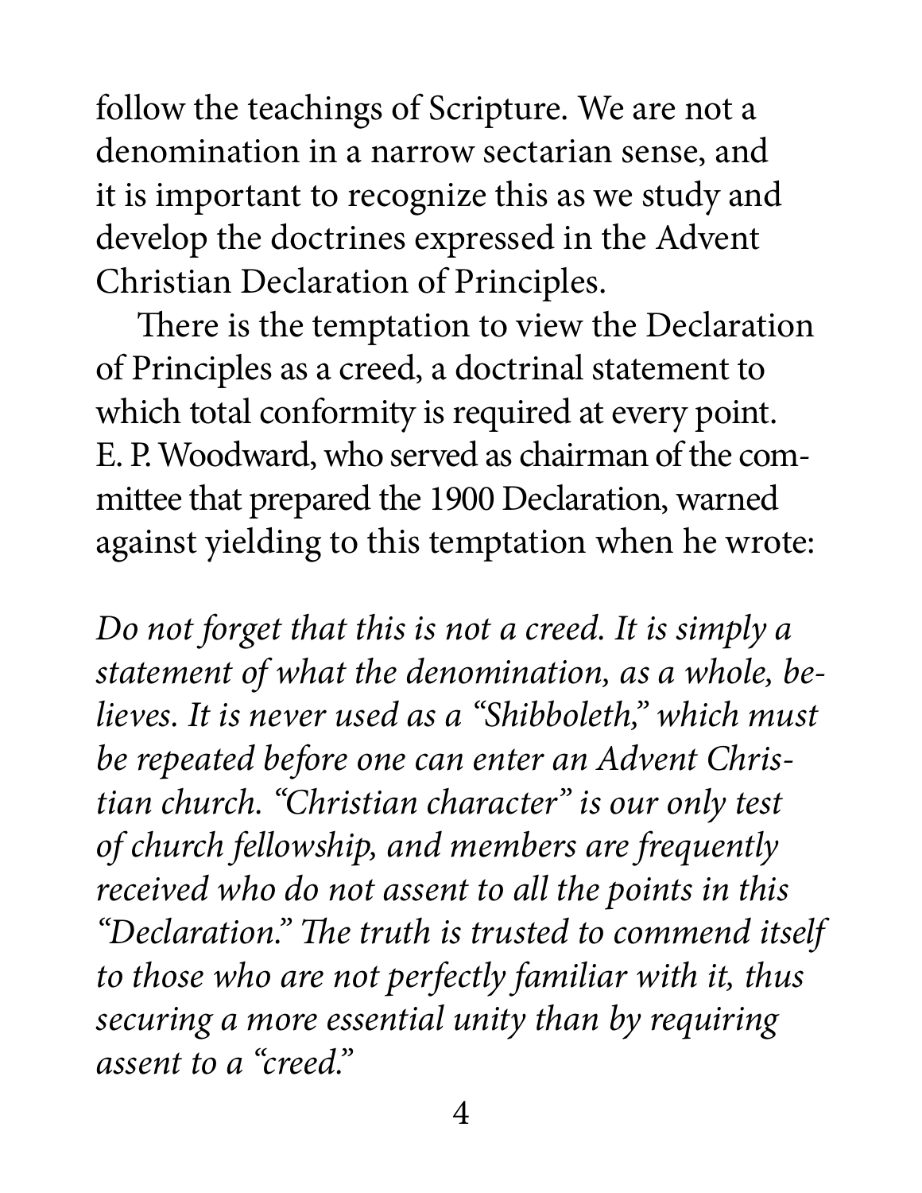follow the teachings of Scripture. We are not a denomination in a narrow sectarian sense, and it is important to recognize this as we study and develop the doctrines expressed in the Advent Christian Declaration of Principles.

There is the temptation to view the Declaration of Principles as a creed, a doctrinal statement to which total conformity is required at every point. E. P. Woodward, who served as chairman of the committee that prepared the 1900 Declaration, warned against yielding to this temptation when he wrote:

*Do not forget that this is not a creed. It is simply a statement of what the denomination, as a whole, believes. It is never used as a "Shibboleth," which must be repeated before one can enter an Advent Christian church. "Christian character" is our only test of church fellowship, and members are frequently received who do not assent to all the points in this "Declaration." The truth is trusted to commend itself to those who are not perfectly familiar with it, thus securing a more essential unity than by requiring assent to a "creed."*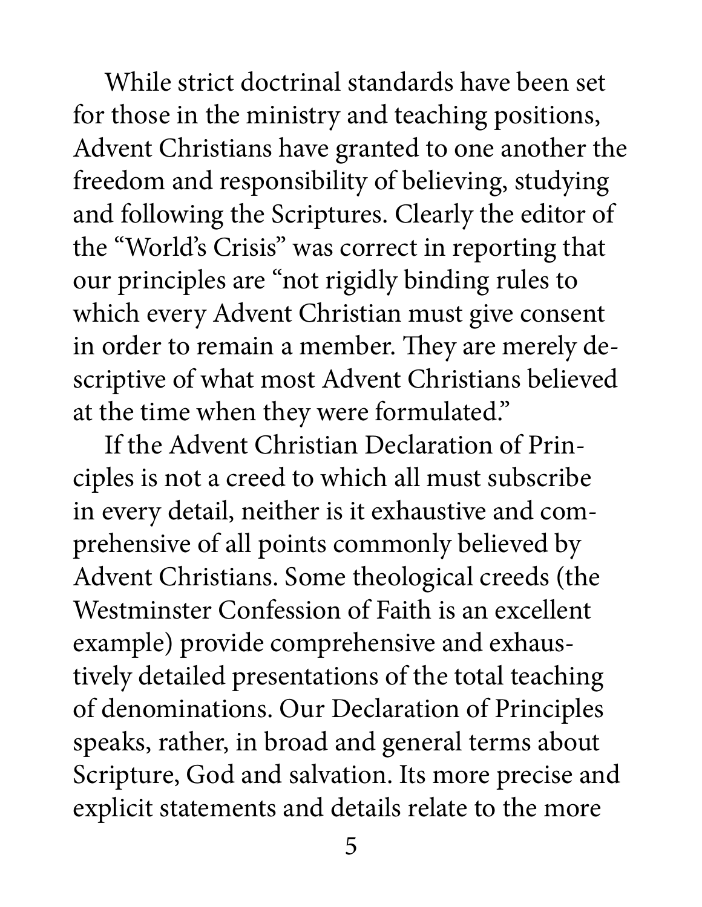While strict doctrinal standards have been set for those in the ministry and teaching positions, Advent Christians have granted to one another the freedom and responsibility of believing, studying and following the Scriptures. Clearly the editor of the "World's Crisis" was correct in reporting that our principles are "not rigidly binding rules to which every Advent Christian must give consent in order to remain a member. They are merely descriptive of what most Advent Christians believed at the time when they were formulated."

If the Advent Christian Declaration of Principles is not a creed to which all must subscribe in every detail, neither is it exhaustive and comprehensive of all points commonly believed by Advent Christians. Some theological creeds (the Westminster Confession of Faith is an excellent example) provide comprehensive and exhaustively detailed presentations of the total teaching of denominations. Our Declaration of Principles speaks, rather, in broad and general terms about Scripture, God and salvation. Its more precise and explicit statements and details relate to the more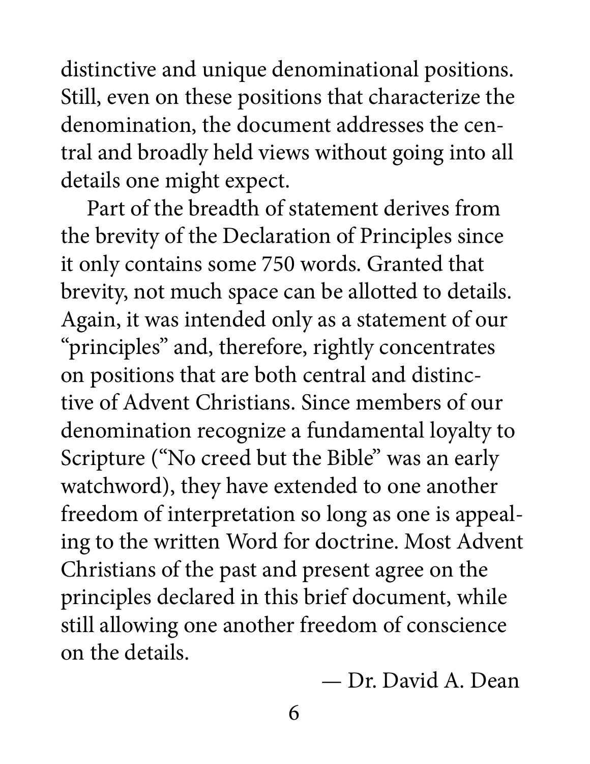distinctive and unique denominational positions. Still, even on these positions that characterize the denomination, the document addresses the central and broadly held views without going into all details one might expect.

Part of the breadth of statement derives from the brevity of the Declaration of Principles since it only contains some 750 words. Granted that brevity, not much space can be allotted to details. Again, it was intended only as a statement of our "principles" and, therefore, rightly concentrates on positions that are both central and distinctive of Advent Christians. Since members of our denomination recognize a fundamental loyalty to Scripture ("No creed but the Bible" was an early watchword), they have extended to one another freedom of interpretation so long as one is appealing to the written Word for doctrine. Most Advent Christians of the past and present agree on the principles declared in this brief document, while still allowing one another freedom of conscience on the details.

— Dr. David A. Dean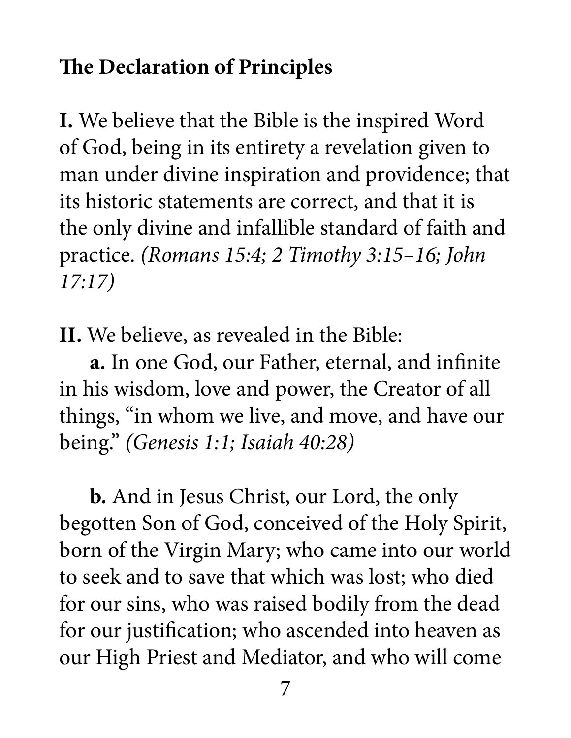## The Declaration of Principles

**I.** We believe that the Bible is the inspired Word of God, being in its entirety a revelation given to man under divine inspiration and providence; that its historic statements are correct, and that it is the only divine and infallible standard of faith and practice. *(Romans 15:4; 2 Timothy 3:15–16; John 17:17)*

**II.** We believe, as revealed in the Bible:

**a.** In one God, our Father, eternal, and infinite in his wisdom, love and power, the Creator of all things, "in whom we live, and move, and have our being." *(Genesis 1:1; Isaiah 40:28)*

**b.** And in Jesus Christ, our Lord, the only begotten Son of God, conceived of the Holy Spirit, born of the Virgin Mary; who came into our world to seek and to save that which was lost; who died for our sins, who was raised bodily from the dead for our justification; who ascended into heaven as our High Priest and Mediator, and who will come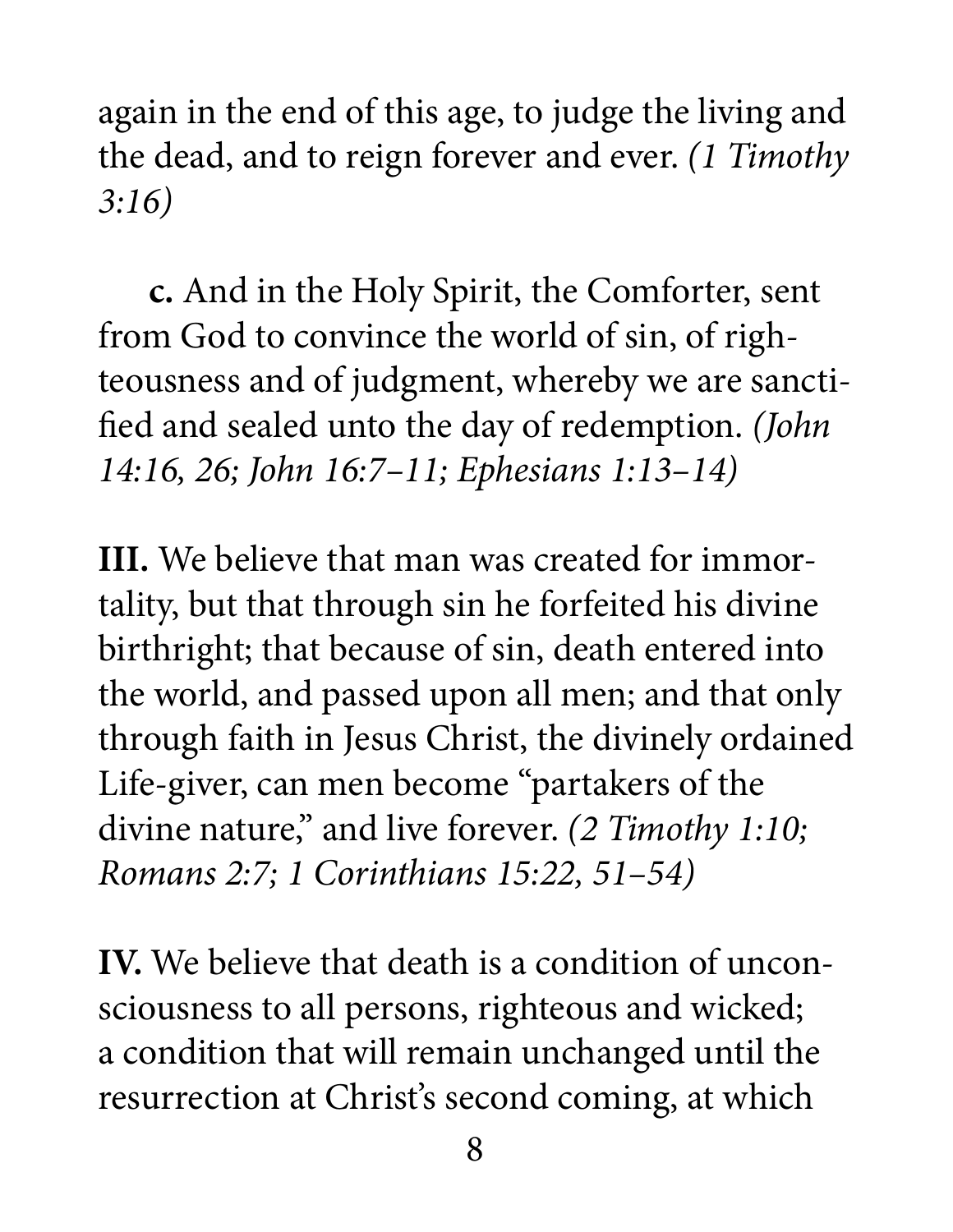again in the end of this age, to judge the living and the dead, and to reign forever and ever. *(1 Timothy 3:16)*

**c.** And in the Holy Spirit, the Comforter, sent from God to convince the world of sin, of righteousness and of judgment, whereby we are sanctified and sealed unto the day of redemption. *(John 14:16, 26; John 16:7–11; Ephesians 1:13–14)*

**III.** We believe that man was created for immortality, but that through sin he forfeited his divine birthright; that because of sin, death entered into the world, and passed upon all men; and that only through faith in Jesus Christ, the divinely ordained Life-giver, can men become "partakers of the divine nature," and live forever. *(2 Timothy 1:10; Romans 2:7; 1 Corinthians 15:22, 51–54)*

**IV.** We believe that death is a condition of unconsciousness to all persons, righteous and wicked; a condition that will remain unchanged until the resurrection at Christ's second coming, at which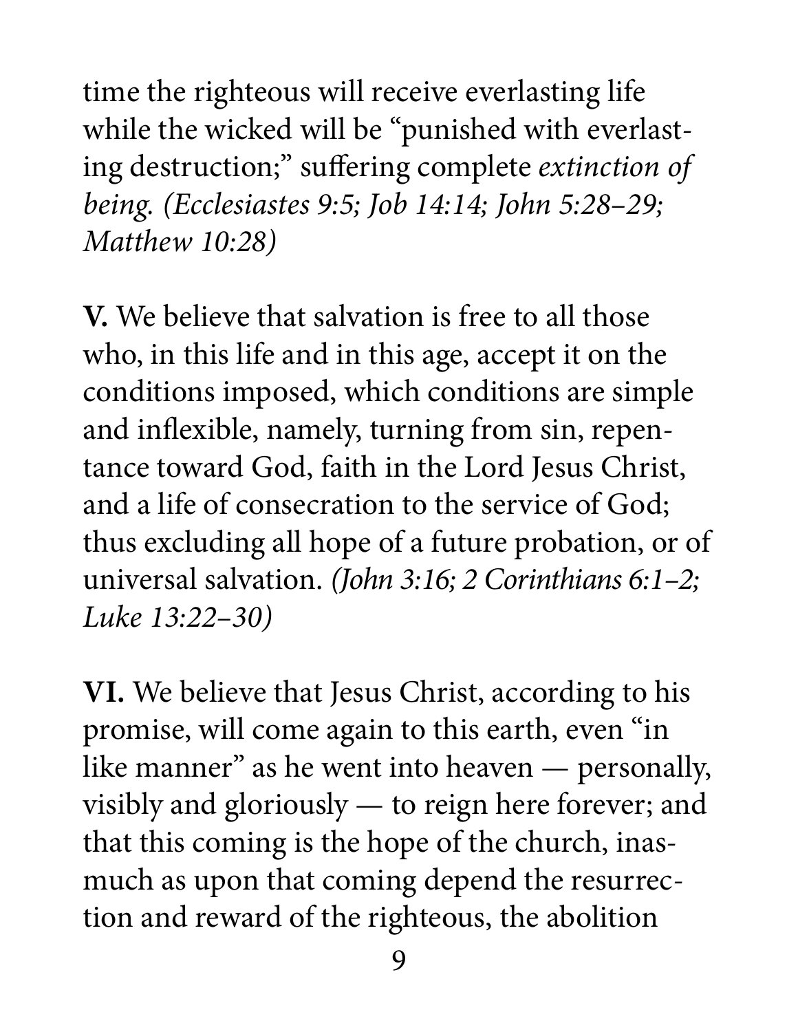time the righteous will receive everlasting life while the wicked will be "punished with everlasting destruction;" suffering complete *extinction of being. (Ecclesiastes 9:5; Job 14:14; John 5:28–29; Matthew 10:28)*

**V.** We believe that salvation is free to all those who, in this life and in this age, accept it on the conditions imposed, which conditions are simple and inflexible, namely, turning from sin, repentance toward God, faith in the Lord Jesus Christ, and a life of consecration to the service of God; thus excluding all hope of a future probation, or of universal salvation. *(John 3:16; 2 Corinthians 6:1–2; Luke 13:22–30)*

**VI.** We believe that Jesus Christ, according to his promise, will come again to this earth, even "in like manner" as he went into heaven — personally, visibly and gloriously — to reign here forever; and that this coming is the hope of the church, inasmuch as upon that coming depend the resurrection and reward of the righteous, the abolition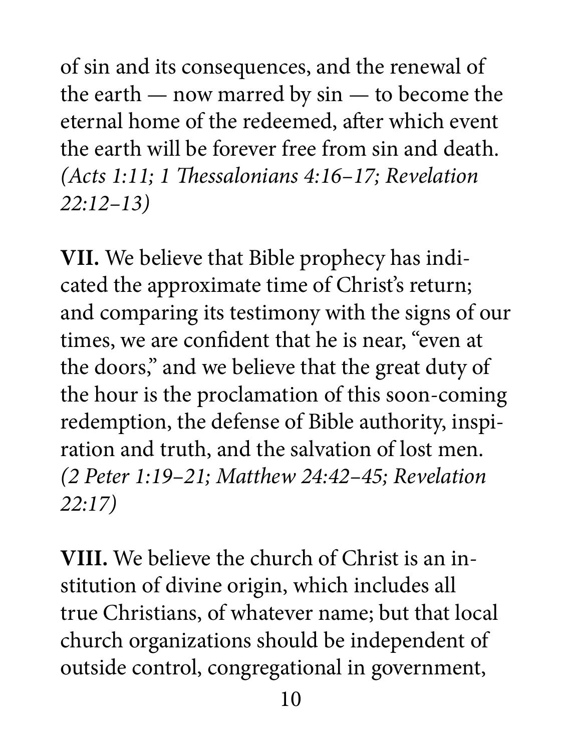of sin and its consequences, and the renewal of the earth — now marred by sin — to become the eternal home of the redeemed, after which event the earth will be forever free from sin and death. *(Acts 1:11; 1 Thessalonians 4:16–17; Revelation 22:12–13)*

**VII.** We believe that Bible prophecy has indicated the approximate time of Christ's return; and comparing its testimony with the signs of our times, we are confident that he is near, "even at the doors," and we believe that the great duty of the hour is the proclamation of this soon-coming redemption, the defense of Bible authority, inspiration and truth, and the salvation of lost men. *(2 Peter 1:19–21; Matthew 24:42–45; Revelation 22:17)*

**VIII.** We believe the church of Christ is an institution of divine origin, which includes all true Christians, of whatever name; but that local church organizations should be independent of outside control, congregational in government,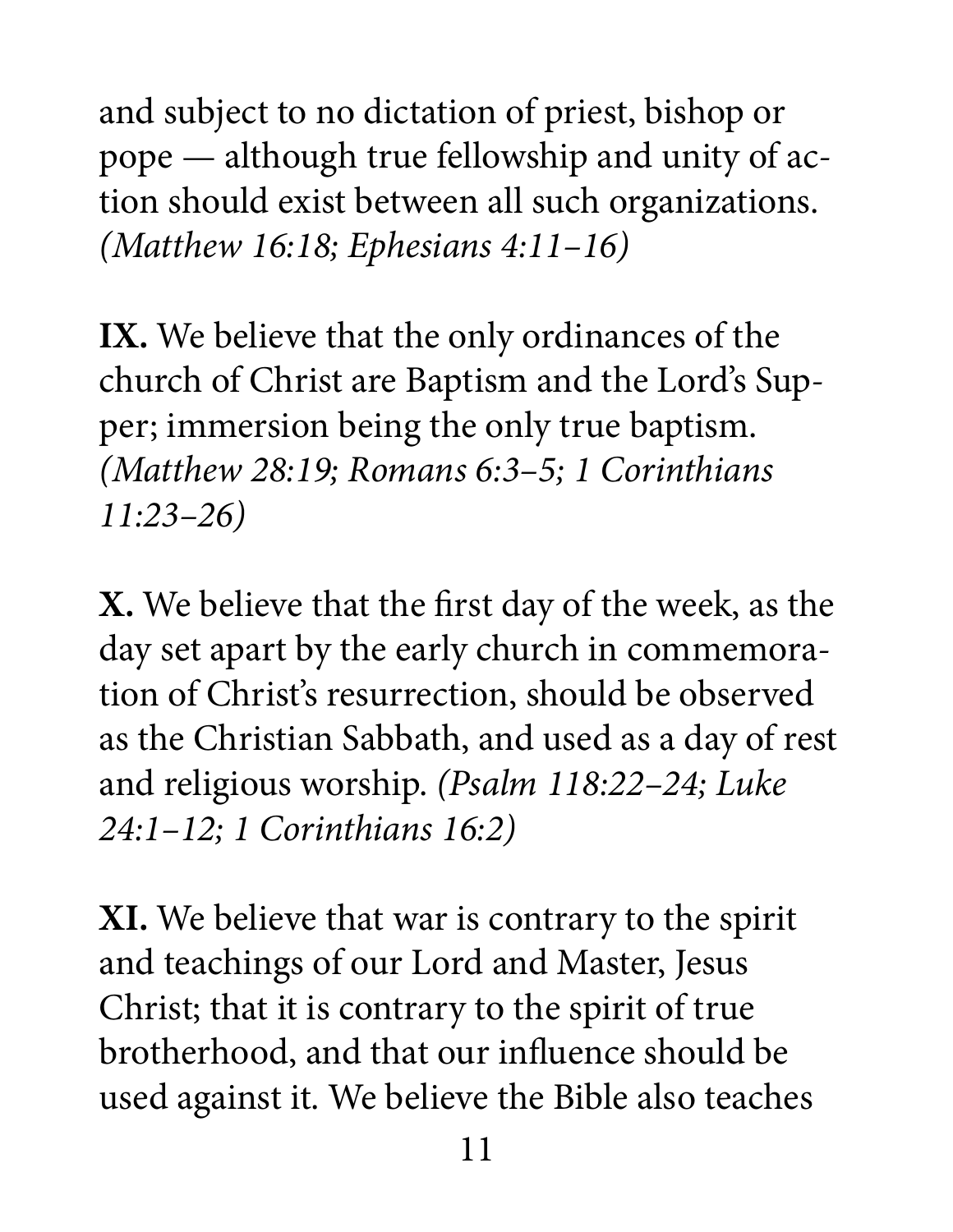and subject to no dictation of priest, bishop or pope — although true fellowship and unity of action should exist between all such organizations. *(Matthew 16:18; Ephesians 4:11–16)*

**IX.** We believe that the only ordinances of the church of Christ are Baptism and the Lord's Supper; immersion being the only true baptism. *(Matthew 28:19; Romans 6:3–5; 1 Corinthians 11:23–26)*

**X.** We believe that the first day of the week, as the day set apart by the early church in commemoration of Christ's resurrection, should be observed as the Christian Sabbath, and used as a day of rest and religious worship. *(Psalm 118:22–24; Luke 24:1–12; 1 Corinthians 16:2)*

**XI.** We believe that war is contrary to the spirit and teachings of our Lord and Master, Jesus Christ; that it is contrary to the spirit of true brotherhood, and that our influence should be used against it. We believe the Bible also teaches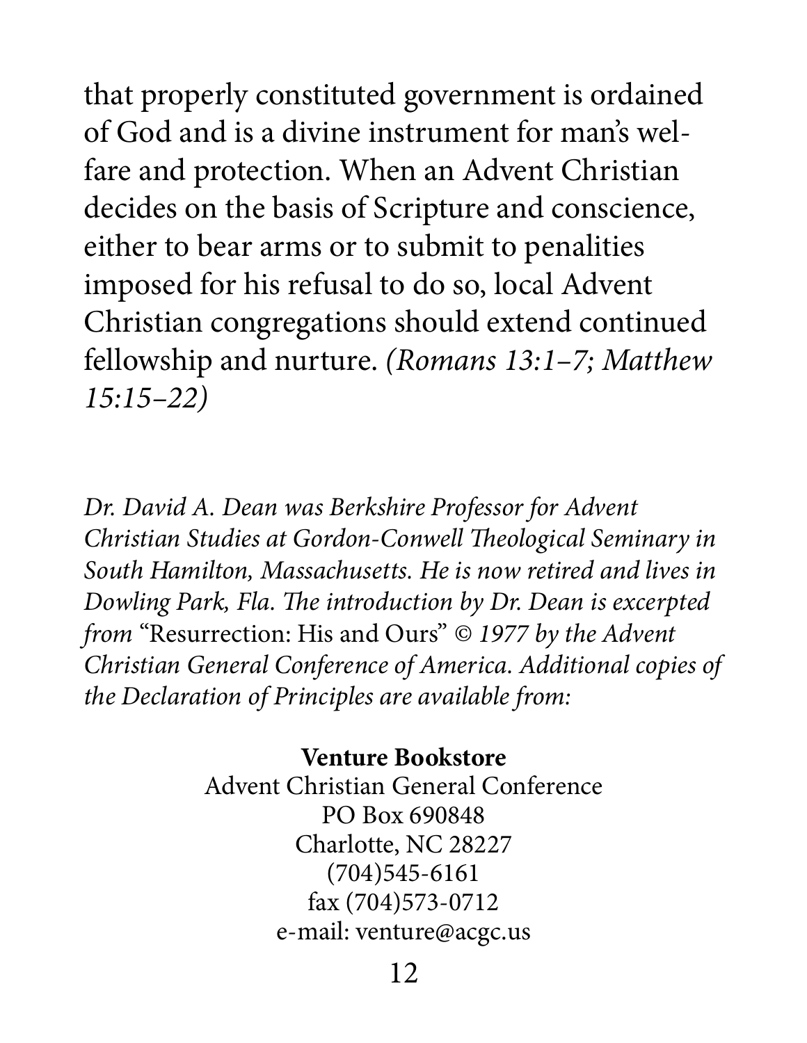that properly constituted government is ordained of God and is a divine instrument for man's welfare and protection. When an Advent Christian decides on the basis of Scripture and conscience, either to bear arms or to submit to penalities imposed for his refusal to do so, local Advent Christian congregations should extend continued fellowship and nurture. *(Romans 13:1–7; Matthew 15:15–22)*

*Dr. David A. Dean was Berkshire Professor for Advent Christian Studies at Gordon-Conwell Theological Seminary in South Hamilton, Massachusetts. He is now retired and lives in Dowling Park, Fla. The introduction by Dr. Dean is excerpted from* "Resurrection: His and Ours" *© 1977 by the Advent Christian General Conference of America. Additional copies of the Declaration of Principles are available from:*

**Venture Bookstore**
Advent Christian General Conference
PO Box 690848
Charlotte, NC 28227
(704)545-6161
fax (704)573-0712
e-mail: venture@acgc.us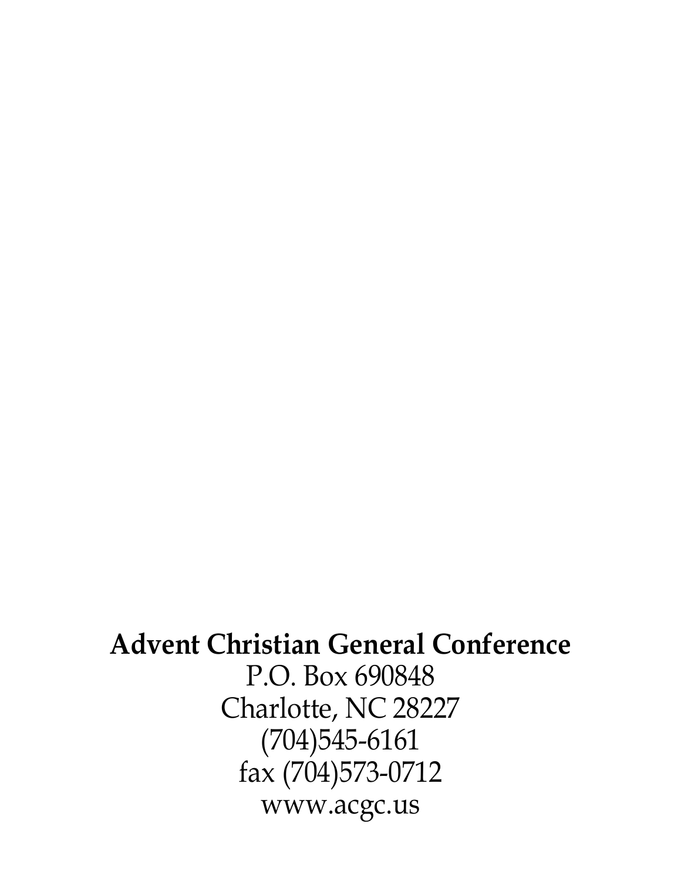**Advent Christian General Conference**
P.O. Box 690848
Charlotte, NC 28227
(704)545-6161
fax (704)573-0712
www.acgc.us